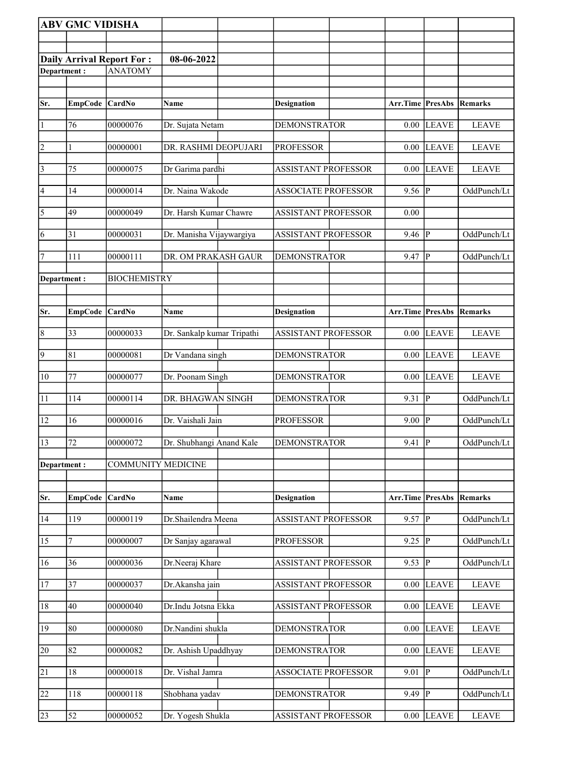**ABV GMC VIDISHA**

**Daily Arrival Report For : 08-06-2022**

**Department :** ANATOMY

| Sr. | EmpCode | CardNo | Name | Designation | Arr.Time | PresAbs | Remarks |
|---|---|---|---|---|---|---|---|
| 1 | 76 | 00000076 | Dr. Sujata Netam | DEMONSTRATOR | 0.00 | LEAVE | LEAVE |
| 2 | 1 | 00000001 | DR. RASHMI DEOPUJARI | PROFESSOR | 0.00 | LEAVE | LEAVE |
| 3 | 75 | 00000075 | Dr Garima pardhi | ASSISTANT PROFESSOR | 0.00 | LEAVE | LEAVE |
| 4 | 14 | 00000014 | Dr. Naina Wakode | ASSOCIATE PROFESSOR | 9.56 | P | OddPunch/Lt |
| 5 | 49 | 00000049 | Dr. Harsh Kumar Chawre | ASSISTANT PROFESSOR | 0.00 | | |
| 6 | 31 | 00000031 | Dr. Manisha Vijaywargiya | ASSISTANT PROFESSOR | 9.46 | P | OddPunch/Lt |
| 7 | 111 | 00000111 | DR. OM PRAKASH GAUR | DEMONSTRATOR | 9.47 | P | OddPunch/Lt |

**Department :** BIOCHEMISTRY

| Sr. | EmpCode | CardNo | Name | Designation | Arr.Time | PresAbs | Remarks |
|---|---|---|---|---|---|---|---|
| 8 | 33 | 00000033 | Dr. Sankalp kumar Tripathi | ASSISTANT PROFESSOR | 0.00 | LEAVE | LEAVE |
| 9 | 81 | 00000081 | Dr Vandana singh | DEMONSTRATOR | 0.00 | LEAVE | LEAVE |
| 10 | 77 | 00000077 | Dr. Poonam Singh | DEMONSTRATOR | 0.00 | LEAVE | LEAVE |
| 11 | 114 | 00000114 | DR. BHAGWAN SINGH | DEMONSTRATOR | 9.31 | P | OddPunch/Lt |
| 12 | 16 | 00000016 | Dr. Vaishali Jain | PROFESSOR | 9.00 | P | OddPunch/Lt |
| 13 | 72 | 00000072 | Dr. Shubhangi Anand Kale | DEMONSTRATOR | 9.41 | P | OddPunch/Lt |

**Department :** COMMUNITY MEDICINE

| Sr. | EmpCode | CardNo | Name | Designation | Arr.Time | PresAbs | Remarks |
|---|---|---|---|---|---|---|---|
| 14 | 119 | 00000119 | Dr.Shailendra Meena | ASSISTANT PROFESSOR | 9.57 | P | OddPunch/Lt |
| 15 | 7 | 00000007 | Dr Sanjay agarawal | PROFESSOR | 9.25 | P | OddPunch/Lt |
| 16 | 36 | 00000036 | Dr.Neeraj Khare | ASSISTANT PROFESSOR | 9.53 | P | OddPunch/Lt |
| 17 | 37 | 00000037 | Dr.Akansha jain | ASSISTANT PROFESSOR | 0.00 | LEAVE | LEAVE |
| 18 | 40 | 00000040 | Dr.Indu Jotsna Ekka | ASSISTANT PROFESSOR | 0.00 | LEAVE | LEAVE |
| 19 | 80 | 00000080 | Dr.Nandini shukla | DEMONSTRATOR | 0.00 | LEAVE | LEAVE |
| 20 | 82 | 00000082 | Dr. Ashish Upaddhyay | DEMONSTRATOR | 0.00 | LEAVE | LEAVE |
| 21 | 18 | 00000018 | Dr. Vishal Jamra | ASSOCIATE PROFESSOR | 9.01 | P | OddPunch/Lt |
| 22 | 118 | 00000118 | Shobhana yadav | DEMONSTRATOR | 9.49 | P | OddPunch/Lt |
| 23 | 52 | 00000052 | Dr. Yogesh Shukla | ASSISTANT PROFESSOR | 0.00 | LEAVE | LEAVE |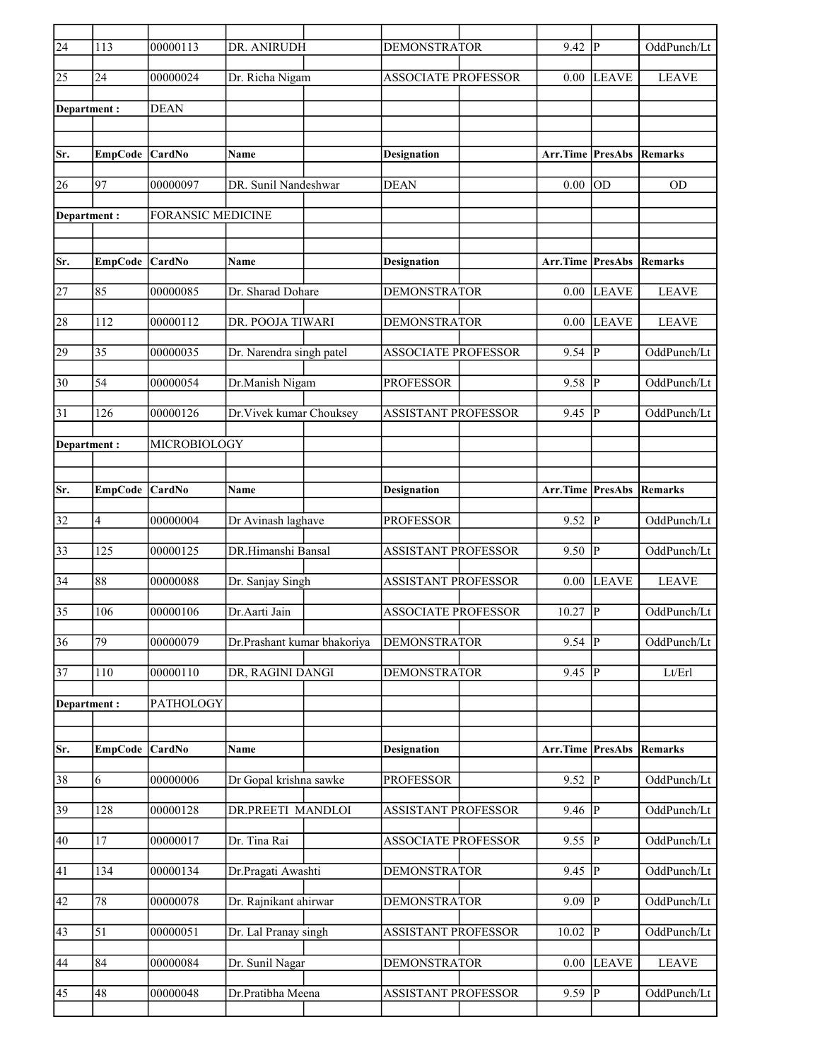| Sr. | EmpCode | CardNo | Name | Designation | Arr.Time | PresAbs | Remarks |
|---|---|---|---|---|---|---|---|
| 24 | 113 | 00000113 | DR. ANIRUDH | DEMONSTRATOR | 9.42 | P | OddPunch/Lt |
| 25 | 24 | 00000024 | Dr. Richa Nigam | ASSOCIATE PROFESSOR | 0.00 | LEAVE | LEAVE |

**Department :** DEAN

| Sr. | EmpCode | CardNo | Name | Designation | Arr.Time | PresAbs | Remarks |
|---|---|---|---|---|---|---|---|
| 26 | 97 | 00000097 | DR. Sunil Nandeshwar | DEAN | 0.00 | OD | OD |

**Department :** FORANSIC MEDICINE

| Sr. | EmpCode | CardNo | Name | Designation | Arr.Time | PresAbs | Remarks |
|---|---|---|---|---|---|---|---|
| 27 | 85 | 00000085 | Dr. Sharad Dohare | DEMONSTRATOR | 0.00 | LEAVE | LEAVE |
| 28 | 112 | 00000112 | DR. POOJA TIWARI | DEMONSTRATOR | 0.00 | LEAVE | LEAVE |
| 29 | 35 | 00000035 | Dr. Narendra singh patel | ASSOCIATE PROFESSOR | 9.54 | P | OddPunch/Lt |
| 30 | 54 | 00000054 | Dr.Manish Nigam | PROFESSOR | 9.58 | P | OddPunch/Lt |
| 31 | 126 | 00000126 | Dr.Vivek kumar Chouksey | ASSISTANT PROFESSOR | 9.45 | P | OddPunch/Lt |

**Department :** MICROBIOLOGY

| Sr. | EmpCode | CardNo | Name | Designation | Arr.Time | PresAbs | Remarks |
|---|---|---|---|---|---|---|---|
| 32 | 4 | 00000004 | Dr Avinash laghave | PROFESSOR | 9.52 | P | OddPunch/Lt |
| 33 | 125 | 00000125 | DR.Himanshi Bansal | ASSISTANT PROFESSOR | 9.50 | P | OddPunch/Lt |
| 34 | 88 | 00000088 | Dr. Sanjay Singh | ASSISTANT PROFESSOR | 0.00 | LEAVE | LEAVE |
| 35 | 106 | 00000106 | Dr.Aarti Jain | ASSOCIATE PROFESSOR | 10.27 | P | OddPunch/Lt |
| 36 | 79 | 00000079 | Dr.Prashant kumar bhakoriya | DEMONSTRATOR | 9.54 | P | OddPunch/Lt |
| 37 | 110 | 00000110 | DR, RAGINI DANGI | DEMONSTRATOR | 9.45 | P | Lt/Erl |

**Department :** PATHOLOGY

| Sr. | EmpCode | CardNo | Name | Designation | Arr.Time | PresAbs | Remarks |
|---|---|---|---|---|---|---|---|
| 38 | 6 | 00000006 | Dr Gopal krishna sawke | PROFESSOR | 9.52 | P | OddPunch/Lt |
| 39 | 128 | 00000128 | DR.PREETI MANDLOI | ASSISTANT PROFESSOR | 9.46 | P | OddPunch/Lt |
| 40 | 17 | 00000017 | Dr. Tina Rai | ASSOCIATE PROFESSOR | 9.55 | P | OddPunch/Lt |
| 41 | 134 | 00000134 | Dr.Pragati Awashti | DEMONSTRATOR | 9.45 | P | OddPunch/Lt |
| 42 | 78 | 00000078 | Dr. Rajnikant ahirwar | DEMONSTRATOR | 9.09 | P | OddPunch/Lt |
| 43 | 51 | 00000051 | Dr. Lal Pranay singh | ASSISTANT PROFESSOR | 10.02 | P | OddPunch/Lt |
| 44 | 84 | 00000084 | Dr. Sunil Nagar | DEMONSTRATOR | 0.00 | LEAVE | LEAVE |
| 45 | 48 | 00000048 | Dr.Pratibha Meena | ASSISTANT PROFESSOR | 9.59 | P | OddPunch/Lt |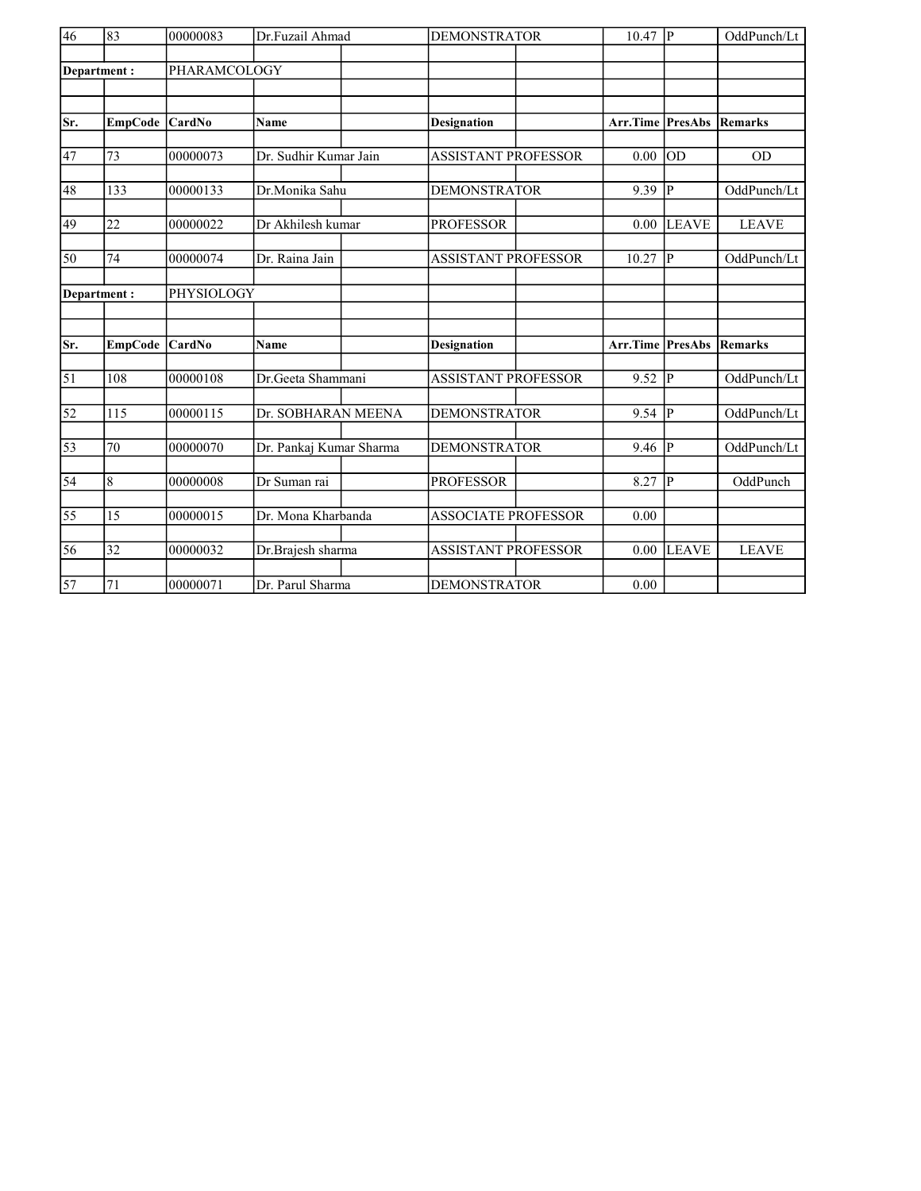| Sr. | EmpCode | CardNo | Name | Designation | Arr.Time | PresAbs | Remarks |
|---|---|---|---|---|---|---|---|
| 46 | 83 | 00000083 | Dr.Fuzail Ahmad | DEMONSTRATOR | 10.47 | P | OddPunch/Lt |

**Department :** PHARAMCOLOGY

| Sr. | EmpCode | CardNo | Name | Designation | Arr.Time | PresAbs | Remarks |
|---|---|---|---|---|---|---|---|
| 47 | 73 | 00000073 | Dr. Sudhir Kumar Jain | ASSISTANT PROFESSOR | 0.00 | OD | OD |
| 48 | 133 | 00000133 | Dr.Monika Sahu | DEMONSTRATOR | 9.39 | P | OddPunch/Lt |
| 49 | 22 | 00000022 | Dr Akhilesh kumar | PROFESSOR | 0.00 | LEAVE | LEAVE |
| 50 | 74 | 00000074 | Dr. Raina Jain | ASSISTANT PROFESSOR | 10.27 | P | OddPunch/Lt |

**Department :** PHYSIOLOGY

| Sr. | EmpCode | CardNo | Name | Designation | Arr.Time | PresAbs | Remarks |
|---|---|---|---|---|---|---|---|
| 51 | 108 | 00000108 | Dr.Geeta Shammani | ASSISTANT PROFESSOR | 9.52 | P | OddPunch/Lt |
| 52 | 115 | 00000115 | Dr. SOBHARAN MEENA | DEMONSTRATOR | 9.54 | P | OddPunch/Lt |
| 53 | 70 | 00000070 | Dr. Pankaj Kumar Sharma | DEMONSTRATOR | 9.46 | P | OddPunch/Lt |
| 54 | 8 | 00000008 | Dr Suman rai | PROFESSOR | 8.27 | P | OddPunch |
| 55 | 15 | 00000015 | Dr. Mona Kharbanda | ASSOCIATE PROFESSOR | 0.00 | | |
| 56 | 32 | 00000032 | Dr.Brajesh sharma | ASSISTANT PROFESSOR | 0.00 | LEAVE | LEAVE |
| 57 | 71 | 00000071 | Dr. Parul Sharma | DEMONSTRATOR | 0.00 | | |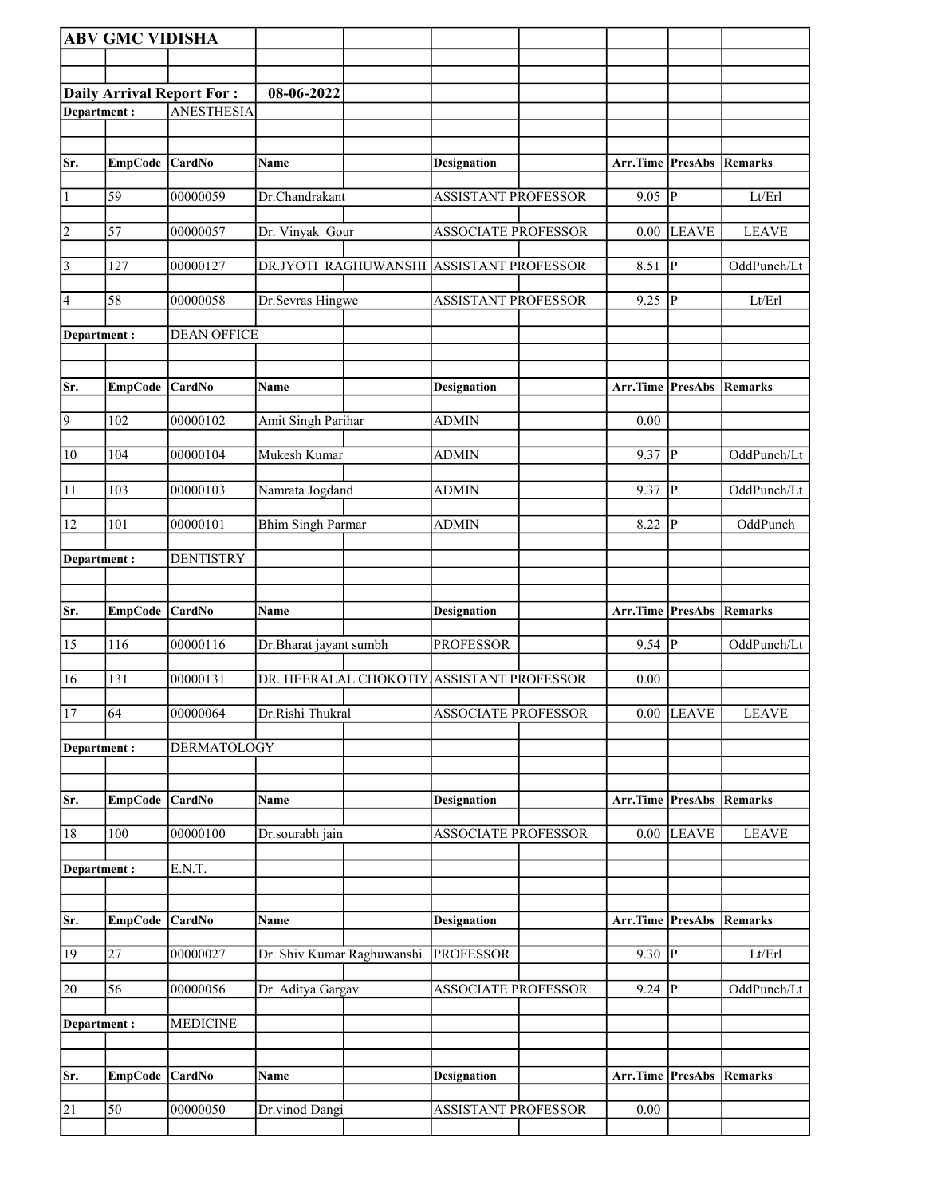**ABV GMC VIDISHA**

**Daily Arrival Report For :** **08-06-2022**

**Department :** ANESTHESIA

| Sr. | EmpCode | CardNo | Name | Designation | Arr.Time | PresAbs | Remarks |
|---|---|---|---|---|---|---|---|
| 1 | 59 | 00000059 | Dr.Chandrakant | ASSISTANT PROFESSOR | 9.05 | P | Lt/Erl |
| 2 | 57 | 00000057 | Dr. Vinyak Gour | ASSOCIATE PROFESSOR | 0.00 | LEAVE | LEAVE |
| 3 | 127 | 00000127 | DR.JYOTI RAGHUWANSHI | ASSISTANT PROFESSOR | 8.51 | P | OddPunch/Lt |
| 4 | 58 | 00000058 | Dr.Sevras Hingwe | ASSISTANT PROFESSOR | 9.25 | P | Lt/Erl |

**Department :** DEAN OFFICE

| Sr. | EmpCode | CardNo | Name | Designation | Arr.Time | PresAbs | Remarks |
|---|---|---|---|---|---|---|---|
| 9 | 102 | 00000102 | Amit Singh Parihar | ADMIN | 0.00 | | |
| 10 | 104 | 00000104 | Mukesh Kumar | ADMIN | 9.37 | P | OddPunch/Lt |
| 11 | 103 | 00000103 | Namrata Jogdand | ADMIN | 9.37 | P | OddPunch/Lt |
| 12 | 101 | 00000101 | Bhim Singh Parmar | ADMIN | 8.22 | P | OddPunch |

**Department :** DENTISTRY

| Sr. | EmpCode | CardNo | Name | Designation | Arr.Time | PresAbs | Remarks |
|---|---|---|---|---|---|---|---|
| 15 | 116 | 00000116 | Dr.Bharat jayant sumbh | PROFESSOR | 9.54 | P | OddPunch/Lt |
| 16 | 131 | 00000131 | DR. HEERALAL CHOKOTIY | ASSISTANT PROFESSOR | 0.00 | | |
| 17 | 64 | 00000064 | Dr.Rishi Thukral | ASSOCIATE PROFESSOR | 0.00 | LEAVE | LEAVE |

**Department :** DERMATOLOGY

| Sr. | EmpCode | CardNo | Name | Designation | Arr.Time | PresAbs | Remarks |
|---|---|---|---|---|---|---|---|
| 18 | 100 | 00000100 | Dr.sourabh jain | ASSOCIATE PROFESSOR | 0.00 | LEAVE | LEAVE |

**Department :** E.N.T.

| Sr. | EmpCode | CardNo | Name | Designation | Arr.Time | PresAbs | Remarks |
|---|---|---|---|---|---|---|---|
| 19 | 27 | 00000027 | Dr. Shiv Kumar Raghuwanshi | PROFESSOR | 9.30 | P | Lt/Erl |
| 20 | 56 | 00000056 | Dr. Aditya Gargav | ASSOCIATE PROFESSOR | 9.24 | P | OddPunch/Lt |

**Department :** MEDICINE

| Sr. | EmpCode | CardNo | Name | Designation | Arr.Time | PresAbs | Remarks |
|---|---|---|---|---|---|---|---|
| 21 | 50 | 00000050 | Dr.vinod Dangi | ASSISTANT PROFESSOR | 0.00 | | |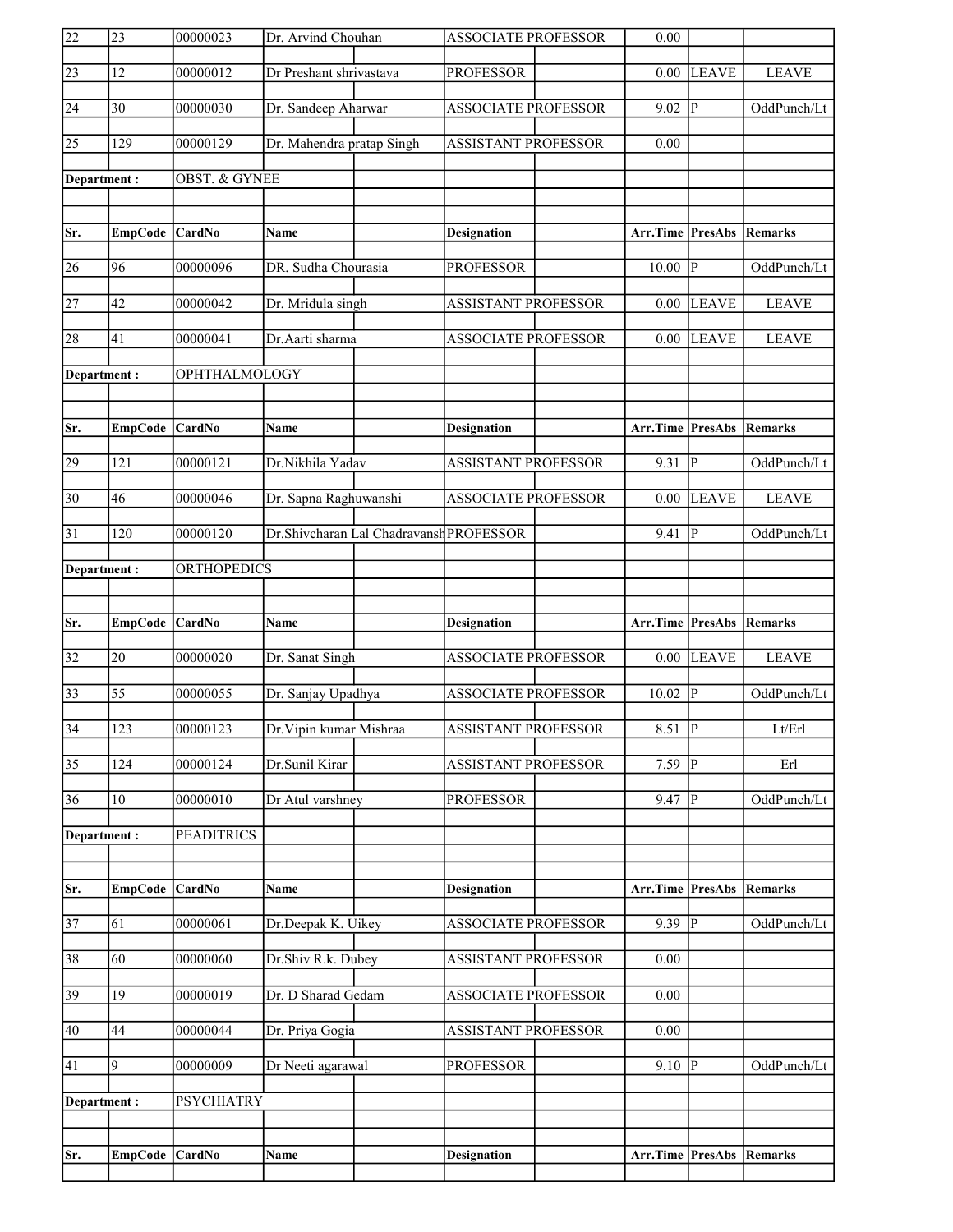| Sr. | EmpCode | CardNo | Name | Designation | Arr.Time | PresAbs | Remarks |
|---|---|---|---|---|---|---|---|
| 22 | 23 | 00000023 | Dr. Arvind Chouhan | ASSOCIATE PROFESSOR | 0.00 | | |
| 23 | 12 | 00000012 | Dr Preshant shrivastava | PROFESSOR | 0.00 | LEAVE | LEAVE |
| 24 | 30 | 00000030 | Dr. Sandeep Aharwar | ASSOCIATE PROFESSOR | 9.02 | P | OddPunch/Lt |
| 25 | 129 | 00000129 | Dr. Mahendra pratap Singh | ASSISTANT PROFESSOR | 0.00 | | |
| **Department :** | | OBST. & GYNEE | | | | | |
| **Sr.** | **EmpCode** | **CardNo** | **Name** | **Designation** | **Arr.Time** | **PresAbs** | **Remarks** |
| 26 | 96 | 00000096 | DR. Sudha Chourasia | PROFESSOR | 10.00 | P | OddPunch/Lt |
| 27 | 42 | 00000042 | Dr. Mridula singh | ASSISTANT PROFESSOR | 0.00 | LEAVE | LEAVE |
| 28 | 41 | 00000041 | Dr.Aarti sharma | ASSOCIATE PROFESSOR | 0.00 | LEAVE | LEAVE |
| **Department :** | | OPHTHALMOLOGY | | | | | |
| **Sr.** | **EmpCode** | **CardNo** | **Name** | **Designation** | **Arr.Time** | **PresAbs** | **Remarks** |
| 29 | 121 | 00000121 | Dr.Nikhila Yadav | ASSISTANT PROFESSOR | 9.31 | P | OddPunch/Lt |
| 30 | 46 | 00000046 | Dr. Sapna Raghuwanshi | ASSOCIATE PROFESSOR | 0.00 | LEAVE | LEAVE |
| 31 | 120 | 00000120 | Dr.Shivcharan Lal Chadravansh | PROFESSOR | 9.41 | P | OddPunch/Lt |
| **Department :** | | ORTHOPEDICS | | | | | |
| **Sr.** | **EmpCode** | **CardNo** | **Name** | **Designation** | **Arr.Time** | **PresAbs** | **Remarks** |
| 32 | 20 | 00000020 | Dr. Sanat Singh | ASSOCIATE PROFESSOR | 0.00 | LEAVE | LEAVE |
| 33 | 55 | 00000055 | Dr. Sanjay Upadhya | ASSOCIATE PROFESSOR | 10.02 | P | OddPunch/Lt |
| 34 | 123 | 00000123 | Dr.Vipin kumar Mishraa | ASSISTANT PROFESSOR | 8.51 | P | Lt/Erl |
| 35 | 124 | 00000124 | Dr.Sunil Kirar | ASSISTANT PROFESSOR | 7.59 | P | Erl |
| 36 | 10 | 00000010 | Dr Atul varshney | PROFESSOR | 9.47 | P | OddPunch/Lt |
| **Department :** | | PEADITRICS | | | | | |
| **Sr.** | **EmpCode** | **CardNo** | **Name** | **Designation** | **Arr.Time** | **PresAbs** | **Remarks** |
| 37 | 61 | 00000061 | Dr.Deepak K. Uikey | ASSOCIATE PROFESSOR | 9.39 | P | OddPunch/Lt |
| 38 | 60 | 00000060 | Dr.Shiv R.k. Dubey | ASSISTANT PROFESSOR | 0.00 | | |
| 39 | 19 | 00000019 | Dr. D Sharad Gedam | ASSOCIATE PROFESSOR | 0.00 | | |
| 40 | 44 | 00000044 | Dr. Priya Gogia | ASSISTANT PROFESSOR | 0.00 | | |
| 41 | 9 | 00000009 | Dr Neeti agarawal | PROFESSOR | 9.10 | P | OddPunch/Lt |
| **Department :** | | PSYCHIATRY | | | | | |
| **Sr.** | **EmpCode** | **CardNo** | **Name** | **Designation** | **Arr.Time** | **PresAbs** | **Remarks** |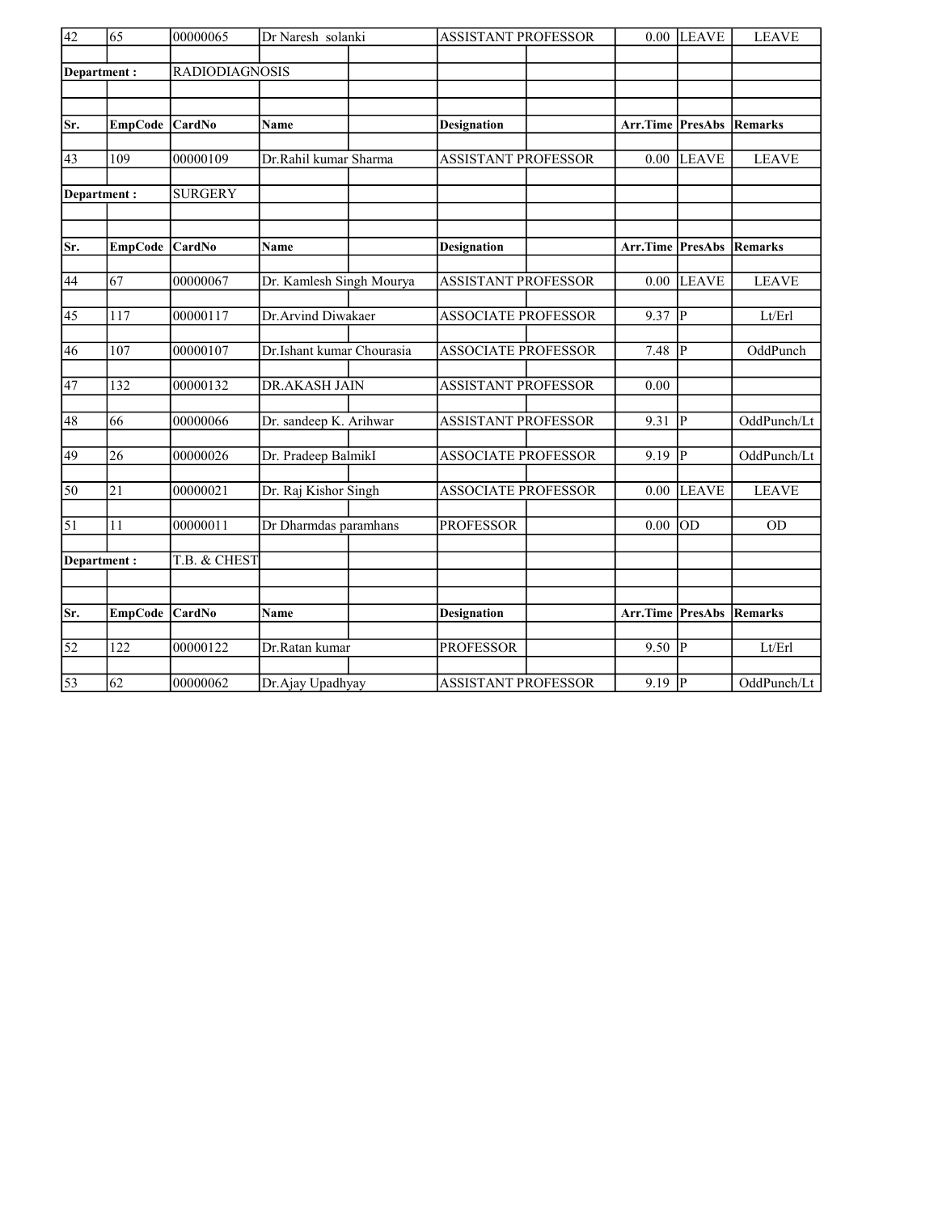| | | | | | | | | |
|---|---|---|---|---|---|---|---|---|
| 42 | 65 | 00000065 | Dr Naresh solanki | | ASSISTANT PROFESSOR | 0.00 | LEAVE | LEAVE |
| Department : | | RADIODIAGNOSIS | | | | | | |
| Sr. | EmpCode | CardNo | Name | | Designation | Arr.Time | PresAbs | Remarks |
| 43 | 109 | 00000109 | Dr.Rahil kumar Sharma | | ASSISTANT PROFESSOR | 0.00 | LEAVE | LEAVE |
| Department : | | SURGERY | | | | | | |
| Sr. | EmpCode | CardNo | Name | | Designation | Arr.Time | PresAbs | Remarks |
| 44 | 67 | 00000067 | Dr. Kamlesh Singh Mourya | | ASSISTANT PROFESSOR | 0.00 | LEAVE | LEAVE |
| 45 | 117 | 00000117 | Dr.Arvind Diwakaer | | ASSOCIATE PROFESSOR | 9.37 | P | Lt/Erl |
| 46 | 107 | 00000107 | Dr.Ishant kumar Chourasia | | ASSOCIATE PROFESSOR | 7.48 | P | OddPunch |
| 47 | 132 | 00000132 | DR.AKASH JAIN | | ASSISTANT PROFESSOR | 0.00 | | |
| 48 | 66 | 00000066 | Dr. sandeep K. Arihwar | | ASSISTANT PROFESSOR | 9.31 | P | OddPunch/Lt |
| 49 | 26 | 00000026 | Dr. Pradeep BalmikI | | ASSOCIATE PROFESSOR | 9.19 | P | OddPunch/Lt |
| 50 | 21 | 00000021 | Dr. Raj Kishor Singh | | ASSOCIATE PROFESSOR | 0.00 | LEAVE | LEAVE |
| 51 | 11 | 00000011 | Dr Dharmdas paramhans | | PROFESSOR | 0.00 | OD | OD |
| Department : | | T.B. & CHEST | | | | | | |
| Sr. | EmpCode | CardNo | Name | | Designation | Arr.Time | PresAbs | Remarks |
| 52 | 122 | 00000122 | Dr.Ratan kumar | | PROFESSOR | 9.50 | P | Lt/Erl |
| 53 | 62 | 00000062 | Dr.Ajay Upadhyay | | ASSISTANT PROFESSOR | 9.19 | P | OddPunch/Lt |